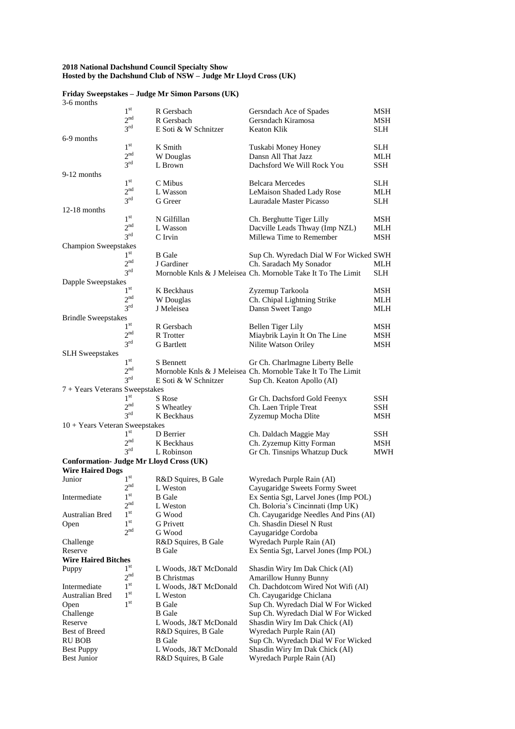**2018 National Dachshund Council Specialty Show**
**Hosted by the Dachshund Club of NSW – Judge Mr Lloyd Cross (UK)**

**Friday Sweepstakes – Judge Mr Simon Parsons (UK)**

| Class | Place | Exhibitor | Dog | Variety |
|---|---|---|---|---|
| 3-6 months | | | | |
| | 1st | R Gersbach | Gersndach Ace of Spades | MSH |
| | 2nd | R Gersbach | Gersndach Kiramosa | MSH |
| | 3rd | E Soti & W Schnitzer | Keaton Klik | SLH |
| 6-9 months | | | | |
| | 1st | K Smith | Tuskabi Money Honey | SLH |
| | 2nd | W Douglas | Dansn All That Jazz | MLH |
| | 3rd | L Brown | Dachsford We Will Rock You | SSH |
| 9-12 months | | | | |
| | 1st | C Mibus | Belcara Mercedes | SLH |
| | 2nd | L Wasson | LeMaison Shaded Lady Rose | MLH |
| | 3rd | G Greer | Lauradale Master Picasso | SLH |
| 12-18 months | | | | |
| | 1st | N Gilfillan | Ch. Berghutte Tiger Lilly | MSH |
| | 2nd | L Wasson | Dacville Leads Thway (Imp NZL) | MLH |
| | 3rd | C Irvin | Millewa Time to Remember | MSH |
| Champion Sweepstakes | | | | |
| | 1st | B Gale | Sup Ch. Wyredach Dial W For Wicked | SWH |
| | 2nd | J Gardiner | Ch. Saradach My Sonador | MLH |
| | 3rd | Mornoble Knls & J Meleisea | Ch. Mornoble Take It To The Limit | SLH |
| Dapple Sweepstakes | | | | |
| | 1st | K Beckhaus | Zyzemup Tarkoola | MSH |
| | 2nd | W Douglas | Ch. Chipal Lightning Strike | MLH |
| | 3rd | J Meleisea | Dansn Sweet Tango | MLH |
| Brindle Sweepstakes | | | | |
| | 1st | R Gersbach | Bellen Tiger Lily | MSH |
| | 2nd | R Trotter | Miaybrik Layin It On The Line | MSH |
| | 3rd | G Bartlett | Nilite Watson Oriley | MSH |
| SLH Sweepstakes | | | | |
| | 1st | S Bennett | Gr Ch. Charlmagne Liberty Belle | |
| | 2nd | Mornoble Knls & J Meleisea | Ch. Mornoble Take It To The Limit | |
| | 3rd | E Soti & W Schnitzer | Sup Ch. Keaton Apollo (AI) | |
| 7 + Years Veterans Sweepstakes | | | | |
| | 1st | S Rose | Gr Ch. Dachsford Gold Feenyx | SSH |
| | 2nd | S Wheatley | Ch. Laen Triple Treat | SSH |
| | 3rd | K Beckhaus | Zyzemup Mocha Dlite | MSH |
| 10 + Years Veteran Sweepstakes | | | | |
| | 1st | D Berrier | Ch. Daldach Maggie May | SSH |
| | 2nd | K Beckhaus | Ch. Zyzemup Kitty Forman | MSH |
| | 3rd | L Robinson | Gr Ch. Tinsnips Whatzup Duck | MWH |

**Conformation- Judge Mr Lloyd Cross (UK)**

**Wire Haired Dogs**

| Class | Place | Exhibitor | Dog |
|---|---|---|---|
| Junior | 1st | R&D Squires, B Gale | Wyredach Purple Rain (AI) |
| | 2nd | L Weston | Cayugaridge Sweets Formy Sweet |
| Intermediate | 1st | B Gale | Ex Sentia Sgt, Larvel Jones (Imp POL) |
| | 2nd | L Weston | Ch. Boloria's Cincinnati (Imp UK) |
| Australian Bred | 1st | G Wood | Ch. Cayugaridge Needles And Pins (AI) |
| Open | 1st | G Privett | Ch. Shasdin Diesel N Rust |
| | 2nd | G Wood | Cayugaridge Cordoba |
| Challenge | | R&D Squires, B Gale | Wyredach Purple Rain (AI) |
| Reserve | | B Gale | Ex Sentia Sgt, Larvel Jones (Imp POL) |

**Wire Haired Bitches**

| Class | Place | Exhibitor | Dog |
|---|---|---|---|
| Puppy | 1st | L Woods, J&T McDonald | Shasdin Wiry Im Dak Chick (AI) |
| | 2nd | B Christmas | Amarillow Hunny Bunny |
| Intermediate | 1st | L Woods, J&T McDonald | Ch. Dachdotcom Wired Not Wifi (AI) |
| Australian Bred | 1st | L Weston | Ch. Cayugaridge Chiclana |
| Open | 1st | B Gale | Sup Ch. Wyredach Dial W For Wicked |
| Challenge | | B Gale | Sup Ch. Wyredach Dial W For Wicked |
| Reserve | | L Woods, J&T McDonald | Shasdin Wiry Im Dak Chick (AI) |
| Best of Breed | | R&D Squires, B Gale | Wyredach Purple Rain (AI) |
| RU BOB | | B Gale | Sup Ch. Wyredach Dial W For Wicked |
| Best Puppy | | L Woods, J&T McDonald | Shasdin Wiry Im Dak Chick (AI) |
| Best Junior | | R&D Squires, B Gale | Wyredach Purple Rain (AI) |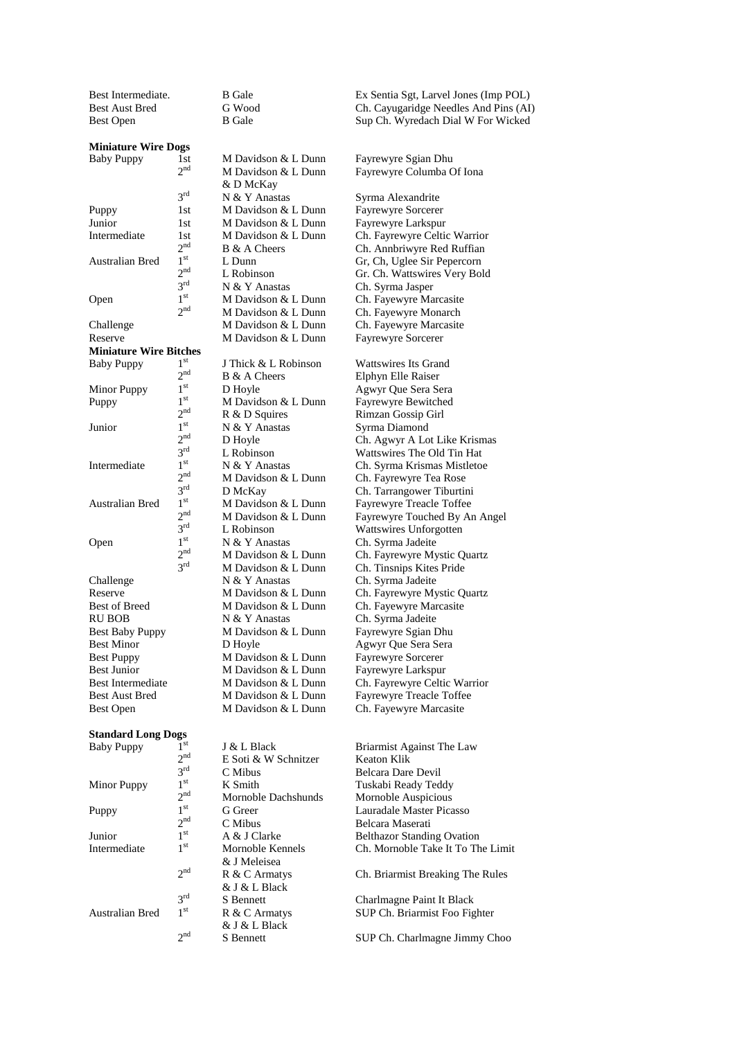| | | | |
|---|---|---|---|
| Best Intermediate. | | B Gale | Ex Sentia Sgt, Larvel Jones (Imp POL) |
| Best Aust Bred | | G Wood | Ch. Cayugaridge Needles And Pins (AI) |
| Best Open | | B Gale | Sup Ch. Wyredach Dial W For Wicked |

**Miniature Wire Dogs**

| | | | |
|---|---|---|---|
| Baby Puppy | 1st | M Davidson & L Dunn | Fayrewyre Sgian Dhu |
| | 2nd | M Davidson & L Dunn & D McKay | Fayrewyre Columba Of Iona |
| | 3rd | N & Y Anastas | Syrma Alexandrite |
| Puppy | 1st | M Davidson & L Dunn | Fayrewyre Sorcerer |
| Junior | 1st | M Davidson & L Dunn | Fayrewyre Larkspur |
| Intermediate | 1st | M Davidson & L Dunn | Ch. Fayrewyre Celtic Warrior |
| | 2nd | B & A Cheers | Ch. Annbriwyre Red Ruffian |
| Australian Bred | 1st | L Dunn | Gr, Ch, Uglee Sir Pepercorn |
| | 2nd | L Robinson | Gr. Ch. Wattswires Very Bold |
| | 3rd | N & Y Anastas | Ch. Syrma Jasper |
| Open | 1st | M Davidson & L Dunn | Ch. Fayewyre Marcasite |
| | 2nd | M Davidson & L Dunn | Ch. Fayewyre Monarch |
| Challenge | | M Davidson & L Dunn | Ch. Fayewyre Marcasite |
| Reserve | | M Davidson & L Dunn | Fayrewyre Sorcerer |

**Miniature Wire Bitches**

| | | | |
|---|---|---|---|
| Baby Puppy | 1st | J Thick & L Robinson | Wattswires Its Grand |
| | 2nd | B & A Cheers | Elphyn Elle Raiser |
| Minor Puppy | 1st | D Hoyle | Agwyr Que Sera Sera |
| Puppy | 1st | M Davidson & L Dunn | Fayrewyre Bewitched |
| | 2nd | R & D Squires | Rimzan Gossip Girl |
| Junior | 1st | N & Y Anastas | Syrma Diamond |
| | 2nd | D Hoyle | Ch. Agwyr A Lot Like Krismas |
| | 3rd | L Robinson | Wattswires The Old Tin Hat |
| Intermediate | 1st | N & Y Anastas | Ch. Syrma Krismas Mistletoe |
| | 2nd | M Davidson & L Dunn | Ch. Fayrewyre Tea Rose |
| | 3rd | D McKay | Ch. Tarrangower Tiburtini |
| Australian Bred | 1st | M Davidson & L Dunn | Fayrewyre Treacle Toffee |
| | 2nd | M Davidson & L Dunn | Fayrewyre Touched By An Angel |
| | 3rd | L Robinson | Wattswires Unforgotten |
| Open | 1st | N & Y Anastas | Ch. Syrma Jadeite |
| | 2nd | M Davidson & L Dunn | Ch. Fayrewyre Mystic Quartz |
| | 3rd | M Davidson & L Dunn | Ch. Tinsnips Kites Pride |
| Challenge | | N & Y Anastas | Ch. Syrma Jadeite |
| Reserve | | M Davidson & L Dunn | Ch. Fayrewyre Mystic Quartz |
| Best of Breed | | M Davidson & L Dunn | Ch. Fayewyre Marcasite |
| RU BOB | | N & Y Anastas | Ch. Syrma Jadeite |
| Best Baby Puppy | | M Davidson & L Dunn | Fayrewyre Sgian Dhu |
| Best Minor | | D Hoyle | Agwyr Que Sera Sera |
| Best Puppy | | M Davidson & L Dunn | Fayrewyre Sorcerer |
| Best Junior | | M Davidson & L Dunn | Fayrewyre Larkspur |
| Best Intermediate | | M Davidson & L Dunn | Ch. Fayrewyre Celtic Warrior |
| Best Aust Bred | | M Davidson & L Dunn | Fayrewyre Treacle Toffee |
| Best Open | | M Davidson & L Dunn | Ch. Fayewyre Marcasite |

**Standard Long Dogs**

| | | | |
|---|---|---|---|
| Baby Puppy | 1st | J & L Black | Briarmist Against The Law |
| | 2nd | E Soti & W Schnitzer | Keaton Klik |
| | 3rd | C Mibus | Belcara Dare Devil |
| Minor Puppy | 1st | K Smith | Tuskabi Ready Teddy |
| | 2nd | Mornoble Dachshunds | Mornoble Auspicious |
| Puppy | 1st | G Greer | Lauradale Master Picasso |
| | 2nd | C Mibus | Belcara Maserati |
| Junior | 1st | A & J Clarke | Belthazor Standing Ovation |
| Intermediate | 1st | Mornoble Kennels & J Meleisea | Ch. Mornoble Take It To The Limit |
| | 2nd | R & C Armatys & J & L Black | Ch. Briarmist Breaking The Rules |
| | 3rd | S Bennett | Charlmagne Paint It Black |
| Australian Bred | 1st | R & C Armatys & J & L Black | SUP Ch. Briarmist Foo Fighter |
| | 2nd | S Bennett | SUP Ch. Charlmagne Jimmy Choo |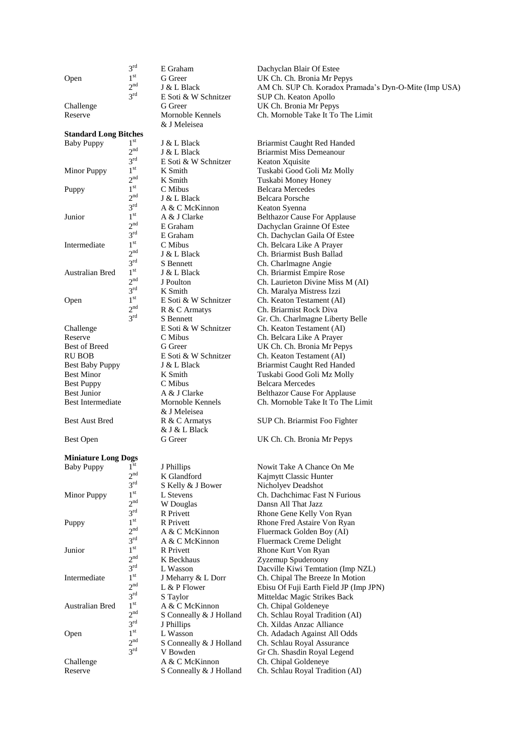| | | | |
|---|---|---|---|
| | 3rd | E Graham | Dachyclan Blair Of Estee |
| Open | 1st | G Greer | UK Ch. Ch. Bronia Mr Pepys |
| | 2nd | J & L Black | AM Ch. SUP Ch. Koradox Pramada's Dyn-O-Mite (Imp USA) |
| | 3rd | E Soti & W Schnitzer | SUP Ch. Keaton Apollo |
| Challenge | | G Greer | UK Ch. Bronia Mr Pepys |
| Reserve | | Mornoble Kennels & J Meleisea | Ch. Mornoble Take It To The Limit |

**Standard Long Bitches**

| | | | |
|---|---|---|---|
| Baby Puppy | 1st | J & L Black | Briarmist Caught Red Handed |
| | 2nd | J & L Black | Briarmist Miss Demeanour |
| | 3rd | E Soti & W Schnitzer | Keaton Xquisite |
| Minor Puppy | 1st | K Smith | Tuskabi Good Goli Mz Molly |
| | 2nd | K Smith | Tuskabi Money Honey |
| Puppy | 1st | C Mibus | Belcara Mercedes |
| | 2nd | J & L Black | Belcara Porsche |
| | 3rd | A & C McKinnon | Keaton Syenna |
| Junior | 1st | A & J Clarke | Belthazor Cause For Applause |
| | 2nd | E Graham | Dachyclan Grainne Of Estee |
| | 3rd | E Graham | Ch. Dachyclan Gaila Of Estee |
| Intermediate | 1st | C Mibus | Ch. Belcara Like A Prayer |
| | 2nd | J & L Black | Ch. Briarmist Bush Ballad |
| | 3rd | S Bennett | Ch. Charlmagne Angie |
| Australian Bred | 1st | J & L Black | Ch. Briarmist Empire Rose |
| | 2nd | J Poulton | Ch. Laurieton Divine Miss M (AI) |
| | 3rd | K Smith | Ch. Maralya Mistress Izzi |
| Open | 1st | E Soti & W Schnitzer | Ch. Keaton Testament (AI) |
| | 2nd | R & C Armatys | Ch. Briarmist Rock Diva |
| | 3rd | S Bennett | Gr. Ch. Charlmagne Liberty Belle |
| Challenge | | E Soti & W Schnitzer | Ch. Keaton Testament (AI) |
| Reserve | | C Mibus | Ch. Belcara Like A Prayer |
| Best of Breed | | G Greer | UK Ch. Ch. Bronia Mr Pepys |
| RU BOB | | E Soti & W Schnitzer | Ch. Keaton Testament (AI) |
| Best Baby Puppy | | J & L Black | Briarmist Caught Red Handed |
| Best Minor | | K Smith | Tuskabi Good Goli Mz Molly |
| Best Puppy | | C Mibus | Belcara Mercedes |
| Best Junior | | A & J Clarke | Belthazor Cause For Applause |
| Best Intermediate | | Mornoble Kennels & J Meleisea | Ch. Mornoble Take It To The Limit |
| Best Aust Bred | | R & C Armatys & J & L Black | SUP Ch. Briarmist Foo Fighter |
| Best Open | | G Greer | UK Ch. Ch. Bronia Mr Pepys |

**Miniature Long Dogs**

| | | | |
|---|---|---|---|
| Baby Puppy | 1st | J Phillips | Nowit Take A Chance On Me |
| | 2nd | K Glandford | Kajmytt Classic Hunter |
| | 3rd | S Kelly & J Bower | Nicholyev Deadshot |
| Minor Puppy | 1st | L Stevens | Ch. Dachchimac Fast N Furious |
| | 2nd | W Douglas | Dansn All That Jazz |
| | 3rd | R Privett | Rhone Gene Kelly Von Ryan |
| Puppy | 1st | R Privett | Rhone Fred Astaire Von Ryan |
| | 2nd | A & C McKinnon | Fluermack Golden Boy (AI) |
| | 3rd | A & C McKinnon | Fluermack Creme Delight |
| Junior | 1st | R Privett | Rhone Kurt Von Ryan |
| | 2nd | K Beckhaus | Zyzemup Spuderoony |
| | 3rd | L Wasson | Dacville Kiwi Temtation (Imp NZL) |
| Intermediate | 1st | J Meharry & L Dorr | Ch. Chipal The Breeze In Motion |
| | 2nd | L & P Flower | Ebisu Of Fuji Earth Field JP (Imp JPN) |
| | 3rd | S Taylor | Mitteldac Magic Strikes Back |
| Australian Bred | 1st | A & C McKinnon | Ch. Chipal Goldeneye |
| | 2nd | S Conneally & J Holland | Ch. Schlau Royal Tradition (AI) |
| | 3rd | J Phillips | Ch. Xildas Anzac Alliance |
| Open | 1st | L Wasson | Ch. Adadach Against All Odds |
| | 2nd | S Conneally & J Holland | Ch. Schlau Royal Assurance |
| | 3rd | V Bowden | Gr Ch. Shasdin Royal Legend |
| Challenge | | A & C McKinnon | Ch. Chipal Goldeneye |
| Reserve | | S Conneally & J Holland | Ch. Schlau Royal Tradition (AI) |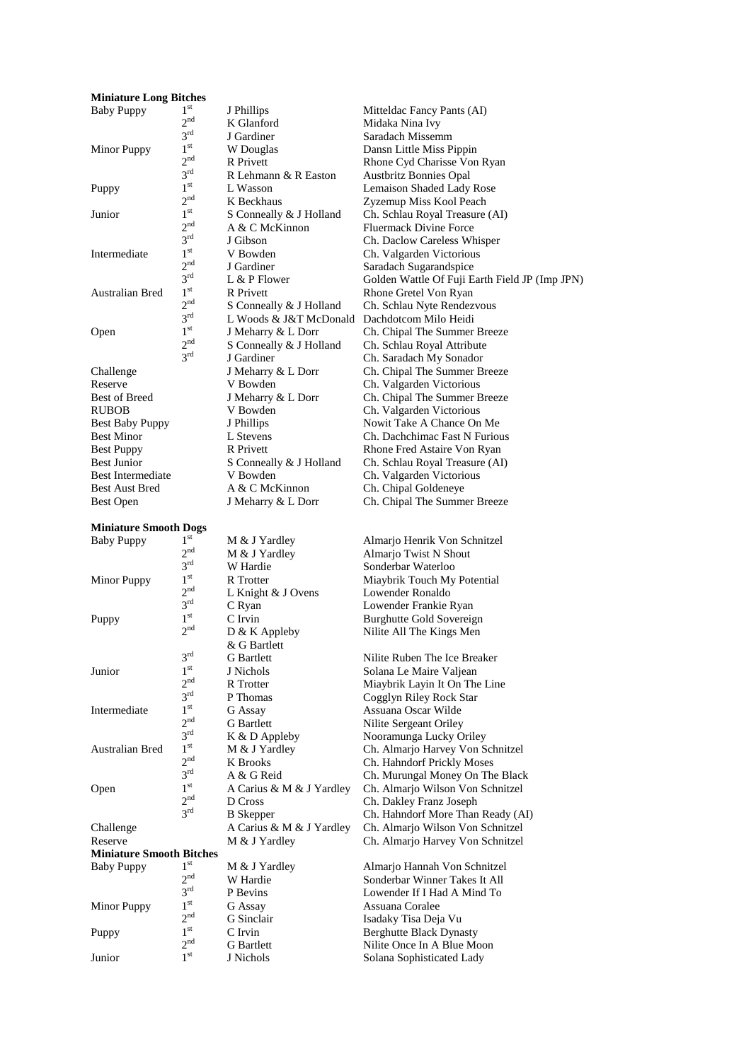**Miniature Long Bitches**

| | | | |
|---|---|---|---|
| Baby Puppy | 1st | J Phillips | Mitteldac Fancy Pants (AI) |
| | 2nd | K Glanford | Midaka Nina Ivy |
| | 3rd | J Gardiner | Saradach Missemm |
| Minor Puppy | 1st | W Douglas | Dansn Little Miss Pippin |
| | 2nd | R Privett | Rhone Cyd Charisse Von Ryan |
| | 3rd | R Lehmann & R Easton | Austbritz Bonnies Opal |
| Puppy | 1st | L Wasson | Lemaison Shaded Lady Rose |
| | 2nd | K Beckhaus | Zyzemup Miss Kool Peach |
| Junior | 1st | S Conneally & J Holland | Ch. Schlau Royal Treasure (AI) |
| | 2nd | A & C McKinnon | Fluermack Divine Force |
| | 3rd | J Gibson | Ch. Daclow Careless Whisper |
| Intermediate | 1st | V Bowden | Ch. Valgarden Victorious |
| | 2nd | J Gardiner | Saradach Sugarandspice |
| | 3rd | L & P Flower | Golden Wattle Of Fuji Earth Field JP (Imp JPN) |
| Australian Bred | 1st | R Privett | Rhone Gretel Von Ryan |
| | 2nd | S Conneally & J Holland | Ch. Schlau Nyte Rendezvous |
| | 3rd | L Woods & J&T McDonald | Dachdotcom Milo Heidi |
| Open | 1st | J Meharry & L Dorr | Ch. Chipal The Summer Breeze |
| | 2nd | S Conneally & J Holland | Ch. Schlau Royal Attribute |
| | 3rd | J Gardiner | Ch. Saradach My Sonador |
| Challenge | | J Meharry & L Dorr | Ch. Chipal The Summer Breeze |
| Reserve | | V Bowden | Ch. Valgarden Victorious |
| Best of Breed | | J Meharry & L Dorr | Ch. Chipal The Summer Breeze |
| RUBOB | | V Bowden | Ch. Valgarden Victorious |
| Best Baby Puppy | | J Phillips | Nowit Take A Chance On Me |
| Best Minor | | L Stevens | Ch. Dachchimac Fast N Furious |
| Best Puppy | | R Privett | Rhone Fred Astaire Von Ryan |
| Best Junior | | S Conneally & J Holland | Ch. Schlau Royal Treasure (AI) |
| Best Intermediate | | V Bowden | Ch. Valgarden Victorious |
| Best Aust Bred | | A & C McKinnon | Ch. Chipal Goldeneye |
| Best Open | | J Meharry & L Dorr | Ch. Chipal The Summer Breeze |

**Miniature Smooth Dogs**

| | | | |
|---|---|---|---|
| Baby Puppy | 1st | M & J Yardley | Almarjo Henrik Von Schnitzel |
| | 2nd | M & J Yardley | Almarjo Twist N Shout |
| | 3rd | W Hardie | Sonderbar Waterloo |
| Minor Puppy | 1st | R Trotter | Miaybrik Touch My Potential |
| | 2nd | L Knight & J Ovens | Lowender Ronaldo |
| | 3rd | C Ryan | Lowender Frankie Ryan |
| Puppy | 1st | C Irvin | Burghutte Gold Sovereign |
| | 2nd | D & K Appleby & G Bartlett | Nilite All The Kings Men |
| | 3rd | G Bartlett | Nilite Ruben The Ice Breaker |
| Junior | 1st | J Nichols | Solana Le Maire Valjean |
| | 2nd | R Trotter | Miaybrik Layin It On The Line |
| | 3rd | P Thomas | Cogglyn Riley Rock Star |
| Intermediate | 1st | G Assay | Assuana Oscar Wilde |
| | 2nd | G Bartlett | Nilite Sergeant Oriley |
| | 3rd | K & D Appleby | Nooramunga Lucky Oriley |
| Australian Bred | 1st | M & J Yardley | Ch. Almarjo Harvey Von Schnitzel |
| | 2nd | K Brooks | Ch. Hahndorf Prickly Moses |
| | 3rd | A & G Reid | Ch. Murungal Money On The Black |
| Open | 1st | A Carius & M & J Yardley | Ch. Almarjo Wilson Von Schnitzel |
| | 2nd | D Cross | Ch. Dakley Franz Joseph |
| | 3rd | B Skepper | Ch. Hahndorf More Than Ready (AI) |
| Challenge | | A Carius & M & J Yardley | Ch. Almarjo Wilson Von Schnitzel |
| Reserve | | M & J Yardley | Ch. Almarjo Harvey Von Schnitzel |

**Miniature Smooth Bitches**

| | | | |
|---|---|---|---|
| Baby Puppy | 1st | M & J Yardley | Almarjo Hannah Von Schnitzel |
| | 2nd | W Hardie | Sonderbar Winner Takes It All |
| | 3rd | P Bevins | Lowender If I Had A Mind To |
| Minor Puppy | 1st | G Assay | Assuana Coralee |
| | 2nd | G Sinclair | Isadaky Tisa Deja Vu |
| Puppy | 1st | C Irvin | Berghutte Black Dynasty |
| | 2nd | G Bartlett | Nilite Once In A Blue Moon |
| Junior | 1st | J Nichols | Solana Sophisticated Lady |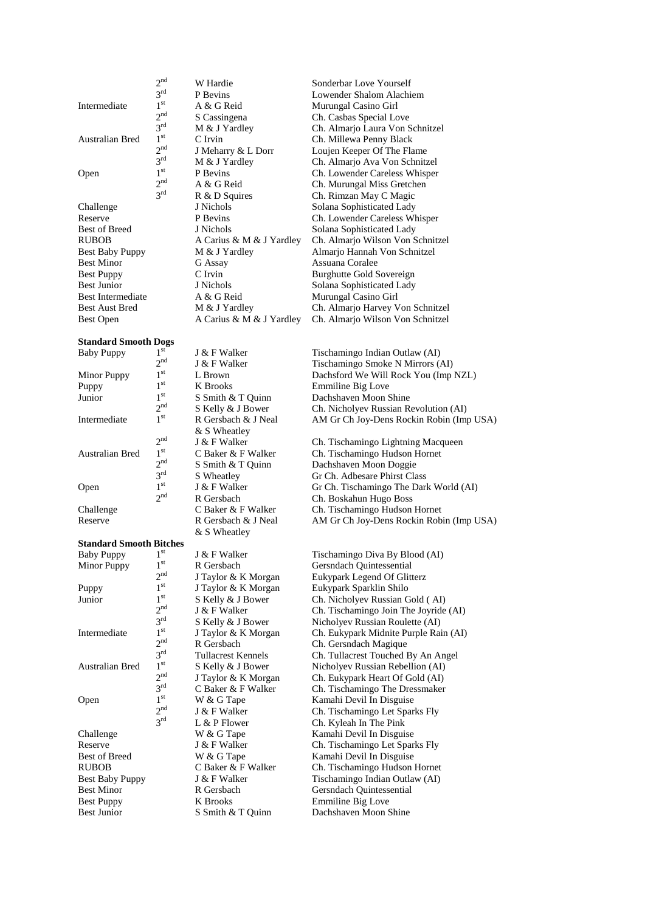| | | | |
|---|---|---|---|
| | 2nd | W Hardie | Sonderbar Love Yourself |
| | 3rd | P Bevins | Lowender Shalom Alachiem |
| Intermediate | 1st | A & G Reid | Murungal Casino Girl |
| | 2nd | S Cassingena | Ch. Casbas Special Love |
| | 3rd | M & J Yardley | Ch. Almarjo Laura Von Schnitzel |
| Australian Bred | 1st | C Irvin | Ch. Millewa Penny Black |
| | 2nd | J Meharry & L Dorr | Loujen Keeper Of The Flame |
| | 3rd | M & J Yardley | Ch. Almarjo Ava Von Schnitzel |
| Open | 1st | P Bevins | Ch. Lowender Careless Whisper |
| | 2nd | A & G Reid | Ch. Murungal Miss Gretchen |
| | 3rd | R & D Squires | Ch. Rimzan May C Magic |
| Challenge | | J Nichols | Solana Sophisticated Lady |
| Reserve | | P Bevins | Ch. Lowender Careless Whisper |
| Best of Breed | | J Nichols | Solana Sophisticated Lady |
| RUBOB | | A Carius & M & J Yardley | Ch. Almarjo Wilson Von Schnitzel |
| Best Baby Puppy | | M & J Yardley | Almarjo Hannah Von Schnitzel |
| Best Minor | | G Assay | Assuana Coralee |
| Best Puppy | | C Irvin | Burghutte Gold Sovereign |
| Best Junior | | J Nichols | Solana Sophisticated Lady |
| Best Intermediate | | A & G Reid | Murungal Casino Girl |
| Best Aust Bred | | M & J Yardley | Ch. Almarjo Harvey Von Schnitzel |
| Best Open | | A Carius & M & J Yardley | Ch. Almarjo Wilson Von Schnitzel |

**Standard Smooth Dogs**

| | | | |
|---|---|---|---|
| Baby Puppy | 1st | J & F Walker | Tischamingo Indian Outlaw (AI) |
| | 2nd | J & F Walker | Tischamingo Smoke N Mirrors (AI) |
| Minor Puppy | 1st | L Brown | Dachsford We Will Rock You (Imp NZL) |
| Puppy | 1st | K Brooks | Emmiline Big Love |
| Junior | 1st | S Smith & T Quinn | Dachshaven Moon Shine |
| | 2nd | S Kelly & J Bower | Ch. Nicholyev Russian Revolution (AI) |
| Intermediate | 1st | R Gersbach & J Neal & S Wheatley | AM Gr Ch Joy-Dens Rockin Robin (Imp USA) |
| | 2nd | J & F Walker | Ch. Tischamingo Lightning Macqueen |
| Australian Bred | 1st | C Baker & F Walker | Ch. Tischamingo Hudson Hornet |
| | 2nd | S Smith & T Quinn | Dachshaven Moon Doggie |
| | 3rd | S Wheatley | Gr Ch. Adbesare Phirst Class |
| Open | 1st | J & F Walker | Gr Ch. Tischamingo The Dark World (AI) |
| | 2nd | R Gersbach | Ch. Boskahun Hugo Boss |
| Challenge | | C Baker & F Walker | Ch. Tischamingo Hudson Hornet |
| Reserve | | R Gersbach & J Neal & S Wheatley | AM Gr Ch Joy-Dens Rockin Robin (Imp USA) |

**Standard Smooth Bitches**

| | | | |
|---|---|---|---|
| Baby Puppy | 1st | J & F Walker | Tischamingo Diva By Blood (AI) |
| Minor Puppy | 1st | R Gersbach | Gersndach Quintessential |
| | 2nd | J Taylor & K Morgan | Eukypark Legend Of Glitterz |
| Puppy | 1st | J Taylor & K Morgan | Eukypark Sparklin Shilo |
| Junior | 1st | S Kelly & J Bower | Ch. Nicholyev Russian Gold ( AI) |
| | 2nd | J & F Walker | Ch. Tischamingo Join The Joyride (AI) |
| | 3rd | S Kelly & J Bower | Nicholyev Russian Roulette (AI) |
| Intermediate | 1st | J Taylor & K Morgan | Ch. Eukypark Midnite Purple Rain (AI) |
| | 2nd | R Gersbach | Ch. Gersndach Magique |
| | 3rd | Tullacrest Kennels | Ch. Tullacrest Touched By An Angel |
| Australian Bred | 1st | S Kelly & J Bower | Nicholyev Russian Rebellion (AI) |
| | 2nd | J Taylor & K Morgan | Ch. Eukypark Heart Of Gold (AI) |
| | 3rd | C Baker & F Walker | Ch. Tischamingo The Dressmaker |
| Open | 1st | W & G Tape | Kamahi Devil In Disguise |
| | 2nd | J & F Walker | Ch. Tischamingo Let Sparks Fly |
| | 3rd | L & P Flower | Ch. Kyleah In The Pink |
| Challenge | | W & G Tape | Kamahi Devil In Disguise |
| Reserve | | J & F Walker | Ch. Tischamingo Let Sparks Fly |
| Best of Breed | | W & G Tape | Kamahi Devil In Disguise |
| RUBOB | | C Baker & F Walker | Ch. Tischamingo Hudson Hornet |
| Best Baby Puppy | | J & F Walker | Tischamingo Indian Outlaw (AI) |
| Best Minor | | R Gersbach | Gersndach Quintessential |
| Best Puppy | | K Brooks | Emmiline Big Love |
| Best Junior | | S Smith & T Quinn | Dachshaven Moon Shine |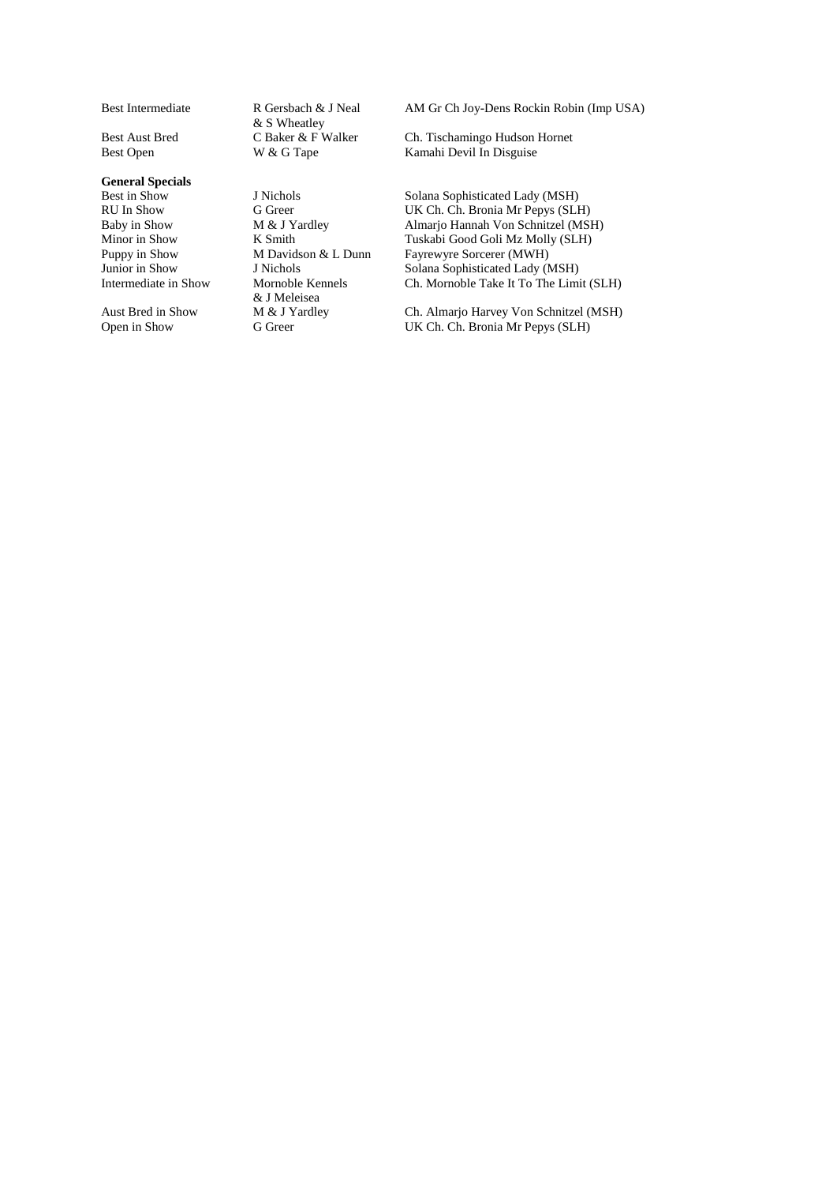| | | |
|---|---|---|
| Best Intermediate | R Gersbach & J Neal & S Wheatley | AM Gr Ch Joy-Dens Rockin Robin (Imp USA) |
| Best Aust Bred | C Baker & F Walker | Ch. Tischamingo Hudson Hornet |
| Best Open | W & G Tape | Kamahi Devil In Disguise |

**General Specials**

| | | |
|---|---|---|
| Best in Show | J Nichols | Solana Sophisticated Lady (MSH) |
| RU In Show | G Greer | UK Ch. Ch. Bronia Mr Pepys (SLH) |
| Baby in Show | M & J Yardley | Almarjo Hannah Von Schnitzel (MSH) |
| Minor in Show | K Smith | Tuskabi Good Goli Mz Molly (SLH) |
| Puppy in Show | M Davidson & L Dunn | Fayrewyre Sorcerer (MWH) |
| Junior in Show | J Nichols | Solana Sophisticated Lady (MSH) |
| Intermediate in Show | Mornoble Kennels & J Meleisea | Ch. Mornoble Take It To The Limit (SLH) |
| Aust Bred in Show | M & J Yardley | Ch. Almarjo Harvey Von Schnitzel (MSH) |
| Open in Show | G Greer | UK Ch. Ch. Bronia Mr Pepys (SLH) |